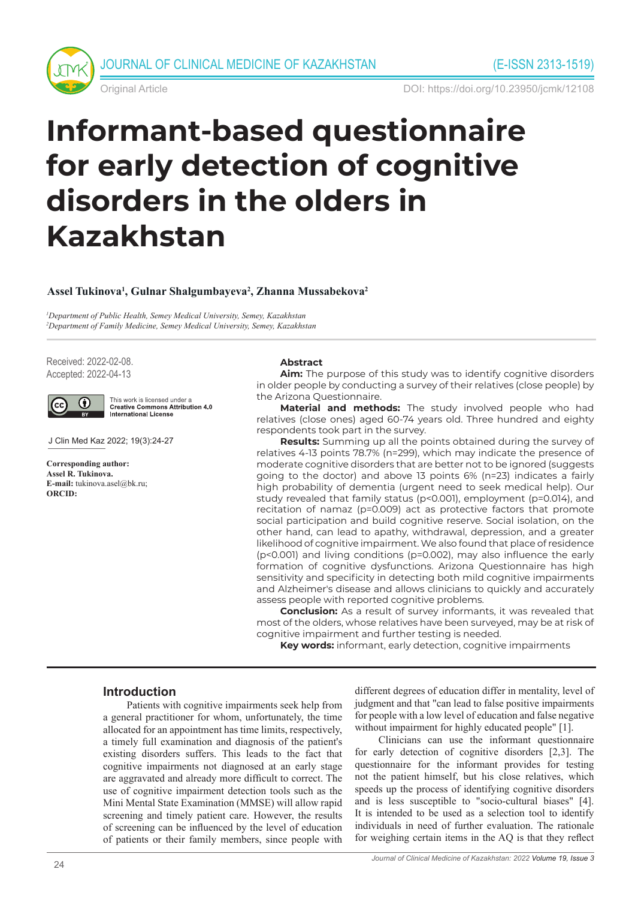Original Article

DOI: https://doi.org/10.23950/jcmk/12108

# Informant-based questionnaire for early detection of cognitive disorders in the olders in Kazakhstan

**Assel Tukinova[1], Gulnar Shalgumbayeva[2], Zhanna Mussabekova[2]**

*[1]Department of Public Health, Semey Medical University, Semey, Kazakhstan*
*[2]Department of Family Medicine, Semey Medical University, Semey, Kazakhstan*

Received: 2022-02-08.
Accepted: 2022-04-13

This work is licensed under a Creative Commons Attribution 4.0 International License

J Clin Med Kaz 2022; 19(3):24-27

**Corresponding author:**
**Assel R. Tukinova.**
**E-mail:** tukinova.asel@bk.ru;
**ORCID:**

## Abstract

**Aim:** The purpose of this study was to identify cognitive disorders in older people by conducting a survey of their relatives (close people) by the Arizona Questionnaire.

**Material and methods:** The study involved people who had relatives (close ones) aged 60-74 years old. Three hundred and eighty respondents took part in the survey.

**Results:** Summing up all the points obtained during the survey of relatives 4-13 points 78.7% (n=299), which may indicate the presence of moderate cognitive disorders that are better not to be ignored (suggests going to the doctor) and above 13 points 6% (n=23) indicates a fairly high probability of dementia (urgent need to seek medical help). Our study revealed that family status ($p<0.001$), employment ($p=0.014$), and recitation of namaz ($p=0.009$) act as protective factors that promote social participation and build cognitive reserve. Social isolation, on the other hand, can lead to apathy, withdrawal, depression, and a greater likelihood of cognitive impairment. We also found that place of residence ($p<0.001$) and living conditions ($p=0.002$), may also influence the early formation of cognitive dysfunctions. Arizona Questionnaire has high sensitivity and specificity in detecting both mild cognitive impairments and Alzheimer's disease and allows clinicians to quickly and accurately assess people with reported cognitive problems.

**Conclusion:** As a result of survey informants, it was revealed that most of the olders, whose relatives have been surveyed, may be at risk of cognitive impairment and further testing is needed.

**Key words:** informant, early detection, cognitive impairments

## Introduction

Patients with cognitive impairments seek help from a general practitioner for whom, unfortunately, the time allocated for an appointment has time limits, respectively, a timely full examination and diagnosis of the patient's existing disorders suffers. This leads to the fact that cognitive impairments not diagnosed at an early stage are aggravated and already more difficult to correct. The use of cognitive impairment detection tools such as the Mini Mental State Examination (MMSE) will allow rapid screening and timely patient care. However, the results of screening can be influenced by the level of education of patients or their family members, since people with different degrees of education differ in mentality, level of judgment and that "can lead to false positive impairments for people with a low level of education and false negative without impairment for highly educated people" [1].

Clinicians can use the informant questionnaire for early detection of cognitive disorders [2,3]. The questionnaire for the informant provides for testing not the patient himself, but his close relatives, which speeds up the process of identifying cognitive disorders and is less susceptible to "socio-cultural biases" [4]. It is intended to be used as a selection tool to identify individuals in need of further evaluation. The rationale for weighing certain items in the AQ is that they reflect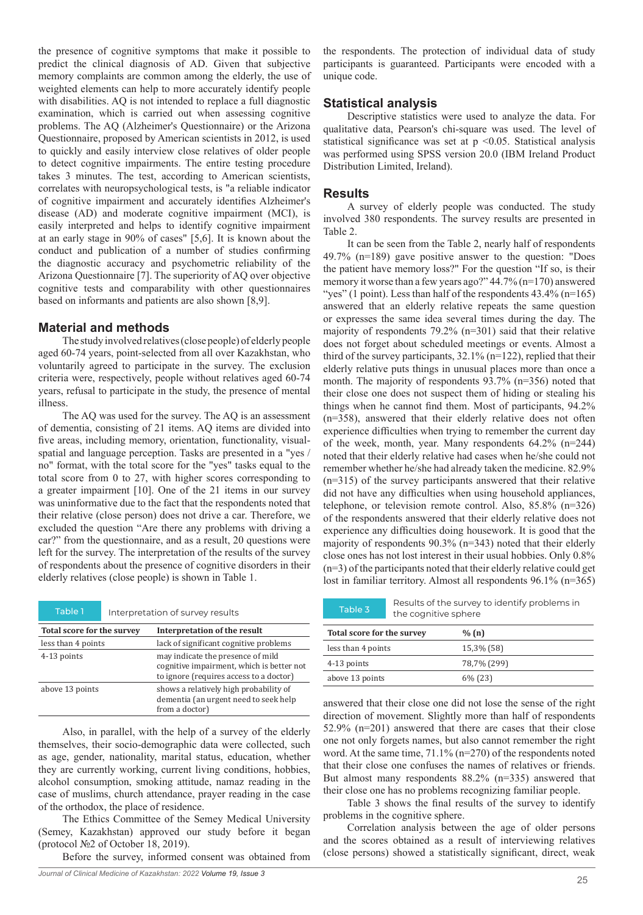the presence of cognitive symptoms that make it possible to predict the clinical diagnosis of AD. Given that subjective memory complaints are common among the elderly, the use of weighted elements can help to more accurately identify people with disabilities. AQ is not intended to replace a full diagnostic examination, which is carried out when assessing cognitive problems. The AQ (Alzheimer's Questionnaire) or the Arizona Questionnaire, proposed by American scientists in 2012, is used to quickly and easily interview close relatives of older people to detect cognitive impairments. The entire testing procedure takes 3 minutes. The test, according to American scientists, correlates with neuropsychological tests, is "a reliable indicator of cognitive impairment and accurately identifies Alzheimer's disease (AD) and moderate cognitive impairment (MCI), is easily interpreted and helps to identify cognitive impairment at an early stage in 90% of cases" [5,6]. It is known about the conduct and publication of a number of studies confirming the diagnostic accuracy and psychometric reliability of the Arizona Questionnaire [7]. The superiority of AQ over objective cognitive tests and comparability with other questionnaires based on informants and patients are also shown [8,9].

## Material and methods

The study involved relatives (close people) of elderly people aged 60-74 years, point-selected from all over Kazakhstan, who voluntarily agreed to participate in the survey. The exclusion criteria were, respectively, people without relatives aged 60-74 years, refusal to participate in the study, the presence of mental illness.

The AQ was used for the survey. The AQ is an assessment of dementia, consisting of 21 items. AQ items are divided into five areas, including memory, orientation, functionality, visual-spatial and language perception. Tasks are presented in a "yes / no" format, with the total score for the "yes" tasks equal to the total score from 0 to 27, with higher scores corresponding to a greater impairment [10]. One of the 21 items in our survey was uninformative due to the fact that the respondents noted that their relative (close person) does not drive a car. Therefore, we excluded the question "Are there any problems with driving a car?" from the questionnaire, and as a result, 20 questions were left for the survey. The interpretation of the results of the survey of respondents about the presence of cognitive disorders in their elderly relatives (close people) is shown in Table 1.

Table 1 Interpretation of survey results

| Total score for the survey | Interpretation of the result |
|---|---|
| less than 4 points | lack of significant cognitive problems |
| 4-13 points | may indicate the presence of mild cognitive impairment, which is better not to ignore (requires access to a doctor) |
| above 13 points | shows a relatively high probability of dementia (an urgent need to seek help from a doctor) |

Also, in parallel, with the help of a survey of the elderly themselves, their socio-demographic data were collected, such as age, gender, nationality, marital status, education, whether they are currently working, current living conditions, hobbies, alcohol consumption, smoking attitude, namaz reading in the case of muslims, church attendance, prayer reading in the case of the orthodox, the place of residence.

The Ethics Committee of the Semey Medical University (Semey, Kazakhstan) approved our study before it began (protocol №2 of October 18, 2019).

Before the survey, informed consent was obtained from the respondents. The protection of individual data of study participants is guaranteed. Participants were encoded with a unique code.

## Statistical analysis

Descriptive statistics were used to analyze the data. For qualitative data, Pearson's chi-square was used. The level of statistical significance was set at $p < 0.05$. Statistical analysis was performed using SPSS version 20.0 (IBM Ireland Product Distribution Limited, Ireland).

## Results

A survey of elderly people was conducted. The study involved 380 respondents. The survey results are presented in Table 2.

It can be seen from the Table 2, nearly half of respondents 49.7% (n=189) gave positive answer to the question: "Does the patient have memory loss?" For the question "If so, is their memory it worse than a few years ago?" 44.7% (n=170) answered "yes" (1 point). Less than half of the respondents 43.4% (n=165) answered that an elderly relative repeats the same question or expresses the same idea several times during the day. The majority of respondents 79.2% (n=301) said that their relative does not forget about scheduled meetings or events. Almost a third of the survey participants, 32.1% (n=122), replied that their elderly relative puts things in unusual places more than once a month. The majority of respondents 93.7% (n=356) noted that their close one does not suspect them of hiding or stealing his things when he cannot find them. Most of participants, 94.2% (n=358), answered that their elderly relative does not often experience difficulties when trying to remember the current day of the week, month, year. Many respondents 64.2% (n=244) noted that their elderly relative had cases when he/she could not remember whether he/she had already taken the medicine. 82.9% (n=315) of the survey participants answered that their relative did not have any difficulties when using household appliances, telephone, or television remote control. Also, 85.8% (n=326) of the respondents answered that their elderly relative does not experience any difficulties doing housework. It is good that the majority of respondents 90.3% (n=343) noted that their elderly close ones has not lost interest in their usual hobbies. Only 0.8% (n=3) of the participants noted that their elderly relative could get lost in familiar territory. Almost all respondents 96.1% (n=365) answered that their close one did not lose the sense of the right direction of movement. Slightly more than half of respondents 52.9% (n=201) answered that there are cases that their close one not only forgets names, but also cannot remember the right word. At the same time, 71.1% (n=270) of the respondents noted that their close one confuses the names of relatives or friends. But almost many respondents 88.2% (n=335) answered that their close one has no problems recognizing familiar people.

Table 3 Results of the survey to identify problems in the cognitive sphere

| Total score for the survey | % (n) |
|---|---|
| less than 4 points | 15,3% (58) |
| 4-13 points | 78,7% (299) |
| above 13 points | 6% (23) |

Table 3 shows the final results of the survey to identify problems in the cognitive sphere.

Correlation analysis between the age of older persons and the scores obtained as a result of interviewing relatives (close persons) showed a statistically significant, direct, weak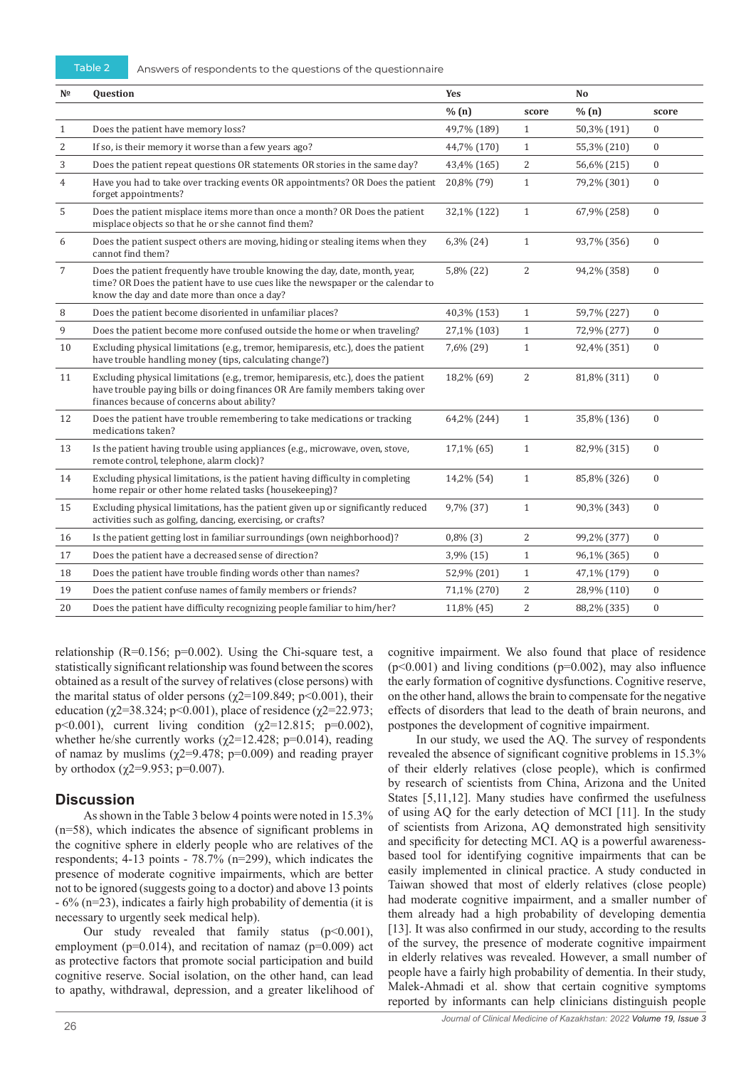Table 2 Answers of respondents to the questions of the questionnaire

| № | Question | Yes | | No | |
|---|---|---|---|---|---|
| | | % (n) | score | % (n) | score |
| 1 | Does the patient have memory loss? | 49,7% (189) | 1 | 50,3% (191) | 0 |
| 2 | If so, is their memory it worse than a few years ago? | 44,7% (170) | 1 | 55,3% (210) | 0 |
| 3 | Does the patient repeat questions OR statements OR stories in the same day? | 43,4% (165) | 2 | 56,6% (215) | 0 |
| 4 | Have you had to take over tracking events OR appointments? OR Does the patient forget appointments? | 20,8% (79) | 1 | 79,2% (301) | 0 |
| 5 | Does the patient misplace items more than once a month? OR Does the patient misplace objects so that he or she cannot find them? | 32,1% (122) | 1 | 67,9% (258) | 0 |
| 6 | Does the patient suspect others are moving, hiding or stealing items when they cannot find them? | 6,3% (24) | 1 | 93,7% (356) | 0 |
| 7 | Does the patient frequently have trouble knowing the day, date, month, year, time? OR Does the patient have to use cues like the newspaper or the calendar to know the day and date more than once a day? | 5,8% (22) | 2 | 94,2% (358) | 0 |
| 8 | Does the patient become disoriented in unfamiliar places? | 40,3% (153) | 1 | 59,7% (227) | 0 |
| 9 | Does the patient become more confused outside the home or when traveling? | 27,1% (103) | 1 | 72,9% (277) | 0 |
| 10 | Excluding physical limitations (e.g., tremor, hemiparesis, etc.), does the patient have trouble handling money (tips, calculating change?) | 7,6% (29) | 1 | 92,4% (351) | 0 |
| 11 | Excluding physical limitations (e.g., tremor, hemiparesis, etc.), does the patient have trouble paying bills or doing finances OR Are family members taking over finances because of concerns about ability? | 18,2% (69) | 2 | 81,8% (311) | 0 |
| 12 | Does the patient have trouble remembering to take medications or tracking medications taken? | 64,2% (244) | 1 | 35,8% (136) | 0 |
| 13 | Is the patient having trouble using appliances (e.g., microwave, oven, stove, remote control, telephone, alarm clock)? | 17,1% (65) | 1 | 82,9% (315) | 0 |
| 14 | Excluding physical limitations, is the patient having difficulty in completing home repair or other home related tasks (housekeeping)? | 14,2% (54) | 1 | 85,8% (326) | 0 |
| 15 | Excluding physical limitations, has the patient given up or significantly reduced activities such as golfing, dancing, exercising, or crafts? | 9,7% (37) | 1 | 90,3% (343) | 0 |
| 16 | Is the patient getting lost in familiar surroundings (own neighborhood)? | 0,8% (3) | 2 | 99,2% (377) | 0 |
| 17 | Does the patient have a decreased sense of direction? | 3,9% (15) | 1 | 96,1% (365) | 0 |
| 18 | Does the patient have trouble finding words other than names? | 52,9% (201) | 1 | 47,1% (179) | 0 |
| 19 | Does the patient confuse names of family members or friends? | 71,1% (270) | 2 | 28,9% (110) | 0 |
| 20 | Does the patient have difficulty recognizing people familiar to him/her? | 11,8% (45) | 2 | 88,2% (335) | 0 |

relationship (R=0.156; p=0.002). Using the Chi-square test, a statistically significant relationship was found between the scores obtained as a result of the survey of relatives (close persons) with the marital status of older persons ($\chi^2$=109.849; p<0.001), their education ($\chi^2$=38.324; p<0.001), place of residence ($\chi^2$=22.973; p<0.001), current living condition ($\chi^2$=12.815; p=0.002), whether he/she currently works ($\chi^2$=12.428; p=0.014), reading of namaz by muslims ($\chi^2$=9.478; p=0.009) and reading prayer by orthodox ($\chi^2$=9.953; p=0.007).

## Discussion

As shown in the Table 3 below 4 points were noted in 15.3% (n=58), which indicates the absence of significant problems in the cognitive sphere in elderly people who are relatives of the respondents; 4-13 points - 78.7% (n=299), which indicates the presence of moderate cognitive impairments, which are better not to be ignored (suggests going to a doctor) and above 13 points - 6% (n=23), indicates a fairly high probability of dementia (it is necessary to urgently seek medical help).

Our study revealed that family status (p<0.001), employment (p=0.014), and recitation of namaz (p=0.009) act as protective factors that promote social participation and build cognitive reserve. Social isolation, on the other hand, can lead to apathy, withdrawal, depression, and a greater likelihood of cognitive impairment. We also found that place of residence (p<0.001) and living conditions (p=0.002), may also influence the early formation of cognitive dysfunctions. Cognitive reserve, on the other hand, allows the brain to compensate for the negative effects of disorders that lead to the death of brain neurons, and postpones the development of cognitive impairment.

In our study, we used the AQ. The survey of respondents revealed the absence of significant cognitive problems in 15.3% of their elderly relatives (close people), which is confirmed by research of scientists from China, Arizona and the United States [5,11,12]. Many studies have confirmed the usefulness of using AQ for the early detection of MCI [11]. In the study of scientists from Arizona, AQ demonstrated high sensitivity and specificity for detecting MCI. AQ is a powerful awareness-based tool for identifying cognitive impairments that can be easily implemented in clinical practice. A study conducted in Taiwan showed that most of elderly relatives (close people) had moderate cognitive impairment, and a smaller number of them already had a high probability of developing dementia [13]. It was also confirmed in our study, according to the results of the survey, the presence of moderate cognitive impairment in elderly relatives was revealed. However, a small number of people have a fairly high probability of dementia. In their study, Malek-Ahmadi et al. show that certain cognitive symptoms reported by informants can help clinicians distinguish people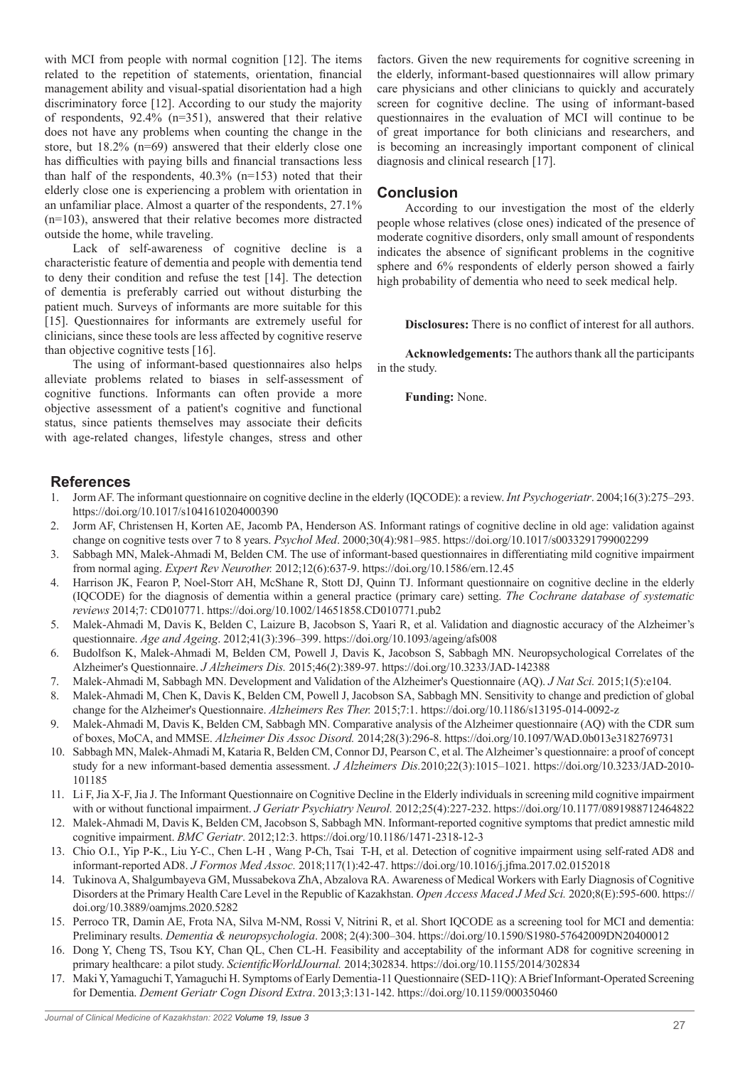with MCI from people with normal cognition [12]. The items related to the repetition of statements, orientation, financial management ability and visual-spatial disorientation had a high discriminatory force [12]. According to our study the majority of respondents, 92.4% (n=351), answered that their relative does not have any problems when counting the change in the store, but 18.2% (n=69) answered that their elderly close one has difficulties with paying bills and financial transactions less than half of the respondents, 40.3% (n=153) noted that their elderly close one is experiencing a problem with orientation in an unfamiliar place. Almost a quarter of the respondents, 27.1% (n=103), answered that their relative becomes more distracted outside the home, while traveling.

Lack of self-awareness of cognitive decline is a characteristic feature of dementia and people with dementia tend to deny their condition and refuse the test [14]. The detection of dementia is preferably carried out without disturbing the patient much. Surveys of informants are more suitable for this [15]. Questionnaires for informants are extremely useful for clinicians, since these tools are less affected by cognitive reserve than objective cognitive tests [16].

The using of informant-based questionnaires also helps alleviate problems related to biases in self-assessment of cognitive functions. Informants can often provide a more objective assessment of a patient's cognitive and functional status, since patients themselves may associate their deficits with age-related changes, lifestyle changes, stress and other factors. Given the new requirements for cognitive screening in the elderly, informant-based questionnaires will allow primary care physicians and other clinicians to quickly and accurately screen for cognitive decline. The using of informant-based questionnaires in the evaluation of MCI will continue to be of great importance for both clinicians and researchers, and is becoming an increasingly important component of clinical diagnosis and clinical research [17].

## Conclusion

According to our investigation the most of the elderly people whose relatives (close ones) indicated of the presence of moderate cognitive disorders, only small amount of respondents indicates the absence of significant problems in the cognitive sphere and 6% respondents of elderly person showed a fairly high probability of dementia who need to seek medical help.

**Disclosures:** There is no conflict of interest for all authors.

**Acknowledgements:** The authors thank all the participants in the study.

**Funding:** None.

## References

1. Jorm AF. The informant questionnaire on cognitive decline in the elderly (IQCODE): a review. *Int Psychogeriatr*. 2004;16(3):275–293. https://doi.org/10.1017/s1041610204000390
2. Jorm AF, Christensen H, Korten AE, Jacomb PA, Henderson AS. Informant ratings of cognitive decline in old age: validation against change on cognitive tests over 7 to 8 years. *Psychol Med*. 2000;30(4):981–985. https://doi.org/10.1017/s0033291799002299
3. Sabbagh MN, Malek-Ahmadi M, Belden CM. The use of informant-based questionnaires in differentiating mild cognitive impairment from normal aging. *Expert Rev Neurother.* 2012;12(6):637-9. https://doi.org/10.1586/ern.12.45
4. Harrison JK, Fearon P, Noel-Storr AH, McShane R, Stott DJ, Quinn TJ. Informant questionnaire on cognitive decline in the elderly (IQCODE) for the diagnosis of dementia within a general practice (primary care) setting. *The Cochrane database of systematic reviews* 2014;7: CD010771. https://doi.org/10.1002/14651858.CD010771.pub2
5. Malek-Ahmadi M, Davis K, Belden C, Laizure B, Jacobson S, Yaari R, et al. Validation and diagnostic accuracy of the Alzheimer's questionnaire. *Age and Ageing*. 2012;41(3):396–399. https://doi.org/10.1093/ageing/afs008
6. Budolfson K, Malek-Ahmadi M, Belden CM, Powell J, Davis K, Jacobson S, Sabbagh MN. Neuropsychological Correlates of the Alzheimer's Questionnaire. *J Alzheimers Dis.* 2015;46(2):389-97. https://doi.org/10.3233/JAD-142388
7. Malek-Ahmadi M, Sabbagh MN. Development and Validation of the Alzheimer's Questionnaire (AQ). *J Nat Sci.* 2015;1(5):e104.
8. Malek-Ahmadi M, Chen K, Davis K, Belden CM, Powell J, Jacobson SA, Sabbagh MN. Sensitivity to change and prediction of global change for the Alzheimer's Questionnaire. *Alzheimers Res Ther.* 2015;7:1. https://doi.org/10.1186/s13195-014-0092-z
9. Malek-Ahmadi M, Davis K, Belden CM, Sabbagh MN. Comparative analysis of the Alzheimer questionnaire (AQ) with the CDR sum of boxes, MoCA, and MMSE. *Alzheimer Dis Assoc Disord.* 2014;28(3):296-8. https://doi.org/10.1097/WAD.0b013e3182769731
10. Sabbagh MN, Malek-Ahmadi M, Kataria R, Belden CM, Connor DJ, Pearson C, et al. The Alzheimer's questionnaire: a proof of concept study for a new informant-based dementia assessment. *J Alzheimers Dis.*2010;22(3):1015–1021. https://doi.org/10.3233/JAD-2010-101185
11. Li F, Jia X-F, Jia J. The Informant Questionnaire on Cognitive Decline in the Elderly individuals in screening mild cognitive impairment with or without functional impairment. *J Geriatr Psychiatry Neurol.* 2012;25(4):227-232. https://doi.org/10.1177/0891988712464822
12. Malek-Ahmadi M, Davis K, Belden CM, Jacobson S, Sabbagh MN. Informant-reported cognitive symptoms that predict amnestic mild cognitive impairment. *BMC Geriatr*. 2012;12:3. https://doi.org/10.1186/1471-2318-12-3
13. Chio O.I., Yip P-K., Liu Y-C., Chen L-H , Wang P-Ch, Tsai T-H, et al. Detection of cognitive impairment using self-rated AD8 and informant-reported AD8. *J Formos Med Assoc.* 2018;117(1):42-47. https://doi.org/10.1016/j.jfma.2017.02.0152018
14. Tukinova A, Shalgumbayeva GM, Mussabekova ZhA, Abzalova RA. Awareness of Medical Workers with Early Diagnosis of Cognitive Disorders at the Primary Health Care Level in the Republic of Kazakhstan. *Open Access Maced J Med Sci.* 2020;8(E):595-600. https://doi.org/10.3889/oamjms.2020.5282
15. Perroco TR, Damin AE, Frota NA, Silva M-NM, Rossi V, Nitrini R, et al. Short IQCODE as a screening tool for MCI and dementia: Preliminary results. *Dementia & neuropsychologia*. 2008; 2(4):300–304. https://doi.org/10.1590/S1980-57642009DN20400012
16. Dong Y, Cheng TS, Tsou KY, Chan QL, Chen CL-H. Feasibility and acceptability of the informant AD8 for cognitive screening in primary healthcare: a pilot study. *ScientificWorldJournal.* 2014;302834. https://doi.org/10.1155/2014/302834
17. Maki Y, Yamaguchi T, Yamaguchi H. Symptoms of Early Dementia-11 Questionnaire (SED-11Q): A Brief Informant-Operated Screening for Dementia. *Dement Geriatr Cogn Disord Extra*. 2013;3:131-142. https://doi.org/10.1159/000350460